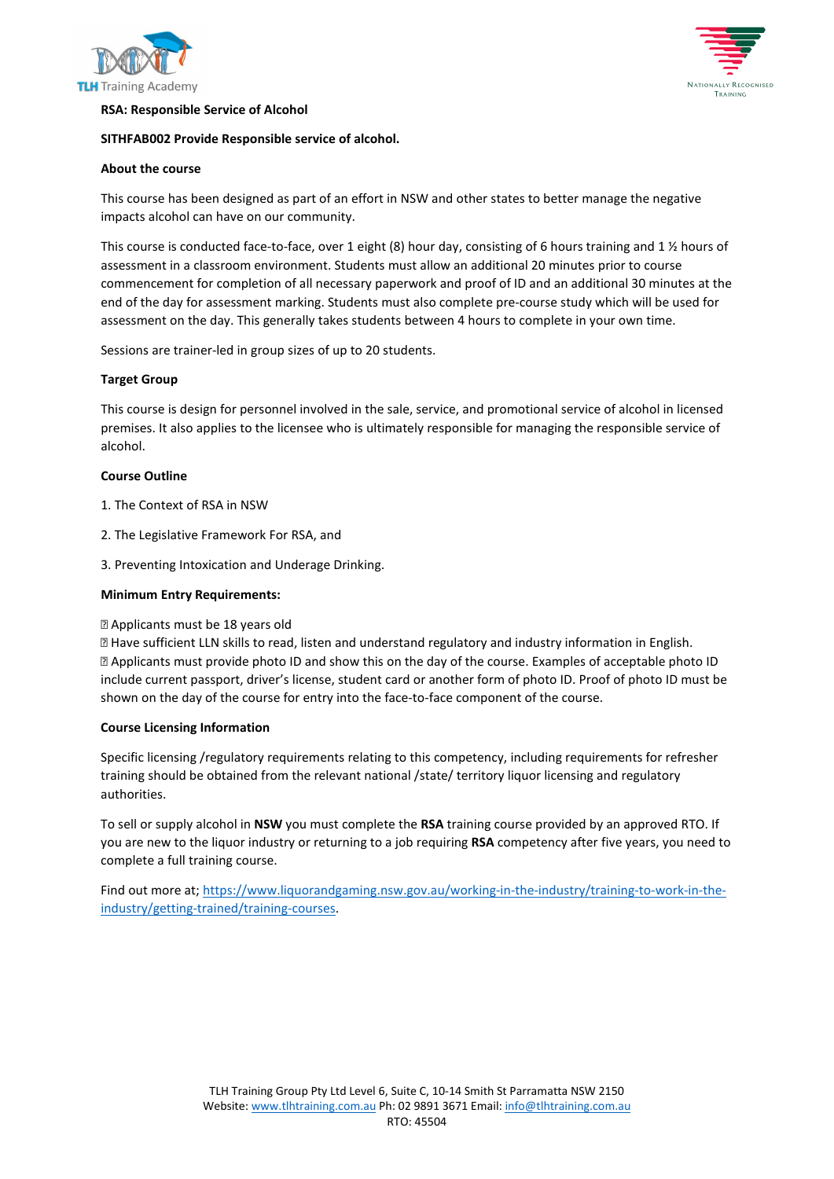**RSA: Responsible Service of Alcohol**

**SITHFAB002 Provide Responsible service of alcohol.**

**About the course**

This course has been designed as part of an effort in NSW and other states to better manage the negative impacts alcohol can have on our community.

This course is conducted face-to-face, over 1 eight (8) hour day, consisting of 6 hours training and 1 ½ hours of assessment in a classroom environment. Students must allow an additional 20 minutes prior to course commencement for completion of all necessary paperwork and proof of ID and an additional 30 minutes at the end of the day for assessment marking. Students must also complete pre-course study which will be used for assessment on the day. This generally takes students between 4 hours to complete in your own time.

Sessions are trainer-led in group sizes of up to 20 students.

**Target Group**

This course is design for personnel involved in the sale, service, and promotional service of alcohol in licensed premises. It also applies to the licensee who is ultimately responsible for managing the responsible service of alcohol.

**Course Outline**

1. The Context of RSA in NSW

2. The Legislative Framework For RSA, and

3. Preventing Intoxication and Underage Drinking.

**Minimum Entry Requirements:**

- Applicants must be 18 years old
- Have sufficient LLN skills to read, listen and understand regulatory and industry information in English.
- Applicants must provide photo ID and show this on the day of the course. Examples of acceptable photo ID include current passport, driver's license, student card or another form of photo ID. Proof of photo ID must be shown on the day of the course for entry into the face-to-face component of the course.

**Course Licensing Information**

Specific licensing /regulatory requirements relating to this competency, including requirements for refresher training should be obtained from the relevant national /state/ territory liquor licensing and regulatory authorities.

To sell or supply alcohol in **NSW** you must complete the **RSA** training course provided by an approved RTO. If you are new to the liquor industry or returning to a job requiring **RSA** competency after five years, you need to complete a full training course.

Find out more at; https://www.liquorandgaming.nsw.gov.au/working-in-the-industry/training-to-work-in-the-industry/getting-trained/training-courses.

TLH Training Group Pty Ltd Level 6, Suite C, 10-14 Smith St Parramatta NSW 2150
Website: www.tlhtraining.com.au Ph: 02 9891 3671 Email: info@tlhtraining.com.au
RTO: 45504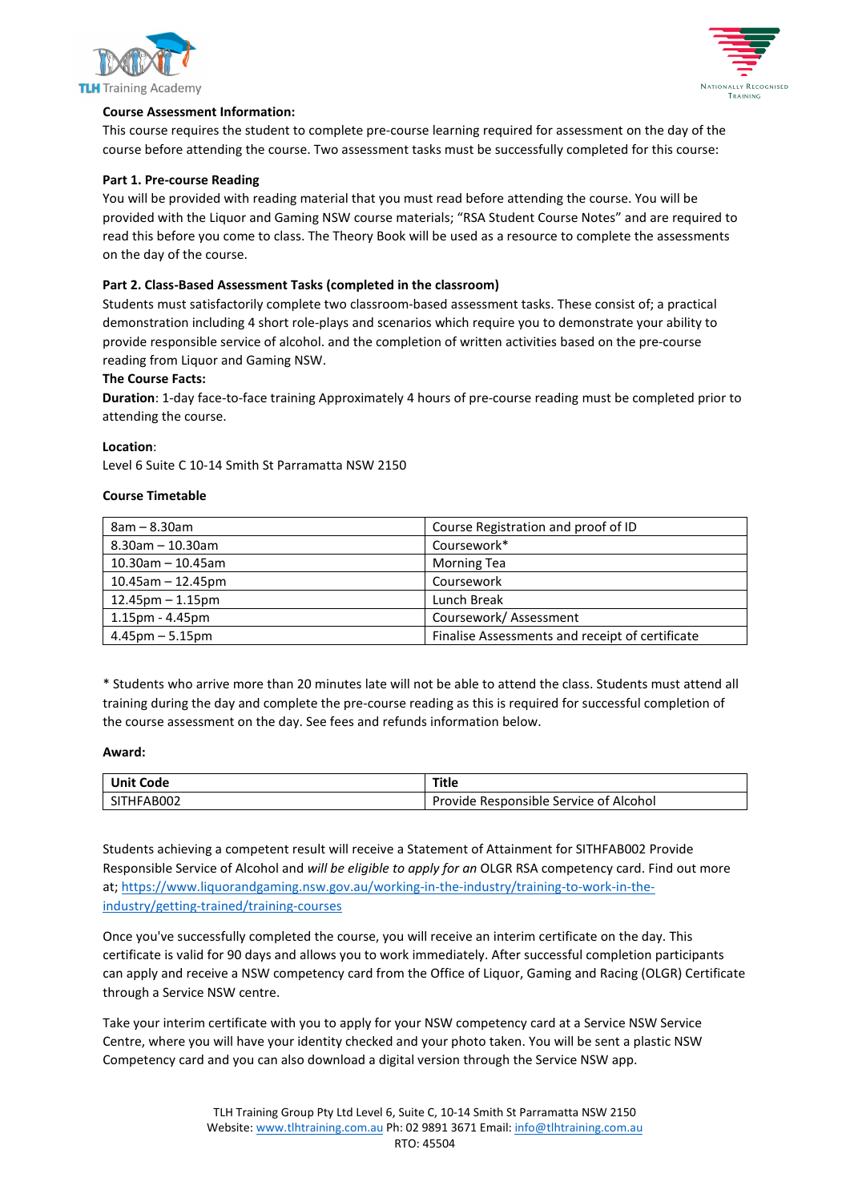**Course Assessment Information:**

This course requires the student to complete pre-course learning required for assessment on the day of the course before attending the course. Two assessment tasks must be successfully completed for this course:

**Part 1. Pre-course Reading**

You will be provided with reading material that you must read before attending the course. You will be provided with the Liquor and Gaming NSW course materials; "RSA Student Course Notes" and are required to read this before you come to class. The Theory Book will be used as a resource to complete the assessments on the day of the course.

**Part 2. Class-Based Assessment Tasks (completed in the classroom)**

Students must satisfactorily complete two classroom-based assessment tasks. These consist of; a practical demonstration including 4 short role-plays and scenarios which require you to demonstrate your ability to provide responsible service of alcohol. and the completion of written activities based on the pre-course reading from Liquor and Gaming NSW.

**The Course Facts:**

**Duration**: 1-day face-to-face training Approximately 4 hours of pre-course reading must be completed prior to attending the course.

**Location**:

Level 6 Suite C 10-14 Smith St Parramatta NSW 2150

**Course Timetable**

| 8am – 8.30am | Course Registration and proof of ID |
|---|---|
| 8.30am – 10.30am | Coursework* |
| 10.30am – 10.45am | Morning Tea |
| 10.45am – 12.45pm | Coursework |
| 12.45pm – 1.15pm | Lunch Break |
| 1.15pm - 4.45pm | Coursework/ Assessment |
| 4.45pm – 5.15pm | Finalise Assessments and receipt of certificate |

* Students who arrive more than 20 minutes late will not be able to attend the class. Students must attend all training during the day and complete the pre-course reading as this is required for successful completion of the course assessment on the day. See fees and refunds information below.

**Award:**

| Unit Code | Title |
|---|---|
| SITHFAB002 | Provide Responsible Service of Alcohol |

Students achieving a competent result will receive a Statement of Attainment for SITHFAB002 Provide Responsible Service of Alcohol and *will be eligible to apply for an* OLGR RSA competency card. Find out more at; https://www.liquorandgaming.nsw.gov.au/working-in-the-industry/training-to-work-in-the-industry/getting-trained/training-courses

Once you've successfully completed the course, you will receive an interim certificate on the day. This certificate is valid for 90 days and allows you to work immediately. After successful completion participants can apply and receive a NSW competency card from the Office of Liquor, Gaming and Racing (OLGR) Certificate through a Service NSW centre.

Take your interim certificate with you to apply for your NSW competency card at a Service NSW Service Centre, where you will have your identity checked and your photo taken. You will be sent a plastic NSW Competency card and you can also download a digital version through the Service NSW app.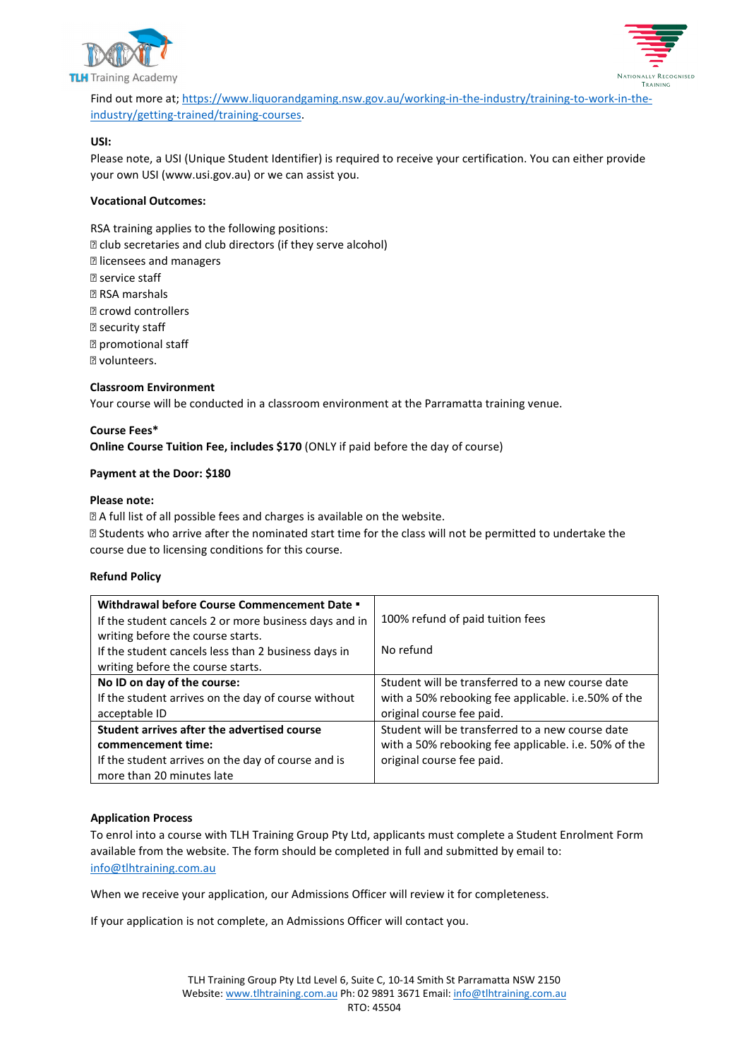Find out more at; [https://www.liquorandgaming.nsw.gov.au/working-in-the-industry/training-to-work-in-the-industry/getting-trained/training-courses](https://www.liquorandgaming.nsw.gov.au/working-in-the-industry/training-to-work-in-the-industry/getting-trained/training-courses).

**USI:**

Please note, a USI (Unique Student Identifier) is required to receive your certification. You can either provide your own USI (www.usi.gov.au) or we can assist you.

**Vocational Outcomes:**

RSA training applies to the following positions:

- club secretaries and club directors (if they serve alcohol)
- licensees and managers
- service staff
- RSA marshals
- crowd controllers
- security staff
- promotional staff
- volunteers.

**Classroom Environment**

Your course will be conducted in a classroom environment at the Parramatta training venue.

**Course Fees***

**Online Course Tuition Fee, includes $170** (ONLY if paid before the day of course)

**Payment at the Door: $180**

**Please note:**

- A full list of all possible fees and charges is available on the website.
- Students who arrive after the nominated start time for the class will not be permitted to undertake the course due to licensing conditions for this course.

**Refund Policy**

| **Withdrawal before Course Commencement Date** ▪ If the student cancels 2 or more business days and in writing before the course starts. If the student cancels less than 2 business days in writing before the course starts. | 100% refund of paid tuition fees No refund |
|---|---|
| **No ID on day of the course:** If the student arrives on the day of course without acceptable ID | Student will be transferred to a new course date with a 50% rebooking fee applicable. i.e.50% of the original course fee paid. |
| **Student arrives after the advertised course commencement time:** If the student arrives on the day of course and is more than 20 minutes late | Student will be transferred to a new course date with a 50% rebooking fee applicable. i.e. 50% of the original course fee paid. |

**Application Process**

To enrol into a course with TLH Training Group Pty Ltd, applicants must complete a Student Enrolment Form available from the website. The form should be completed in full and submitted by email to: [info@tlhtraining.com.au](mailto:info@tlhtraining.com.au)

When we receive your application, our Admissions Officer will review it for completeness.

If your application is not complete, an Admissions Officer will contact you.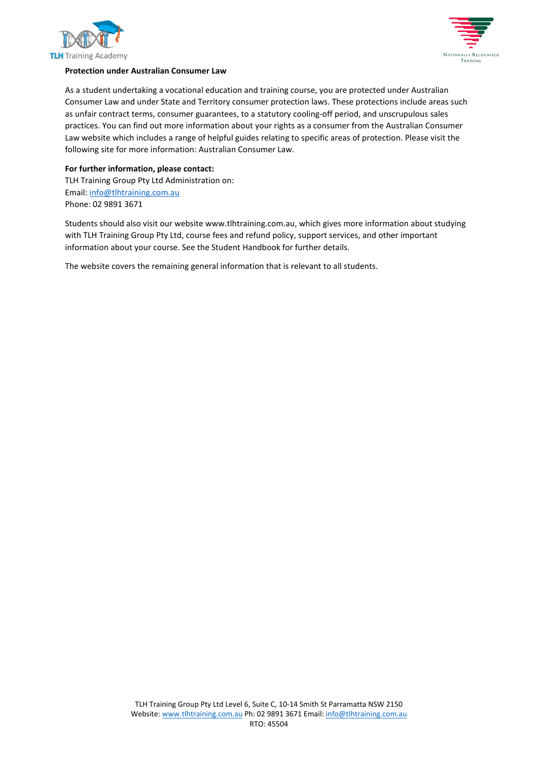**Protection under Australian Consumer Law**

As a student undertaking a vocational education and training course, you are protected under Australian Consumer Law and under State and Territory consumer protection laws. These protections include areas such as unfair contract terms, consumer guarantees, to a statutory cooling-off period, and unscrupulous sales practices. You can find out more information about your rights as a consumer from the Australian Consumer Law website which includes a range of helpful guides relating to specific areas of protection. Please visit the following site for more information: Australian Consumer Law.

**For further information, please contact:**
TLH Training Group Pty Ltd Administration on:
Email: info@tlhtraining.com.au
Phone: 02 9891 3671

Students should also visit our website www.tlhtraining.com.au, which gives more information about studying with TLH Training Group Pty Ltd, course fees and refund policy, support services, and other important information about your course. See the Student Handbook for further details.

The website covers the remaining general information that is relevant to all students.